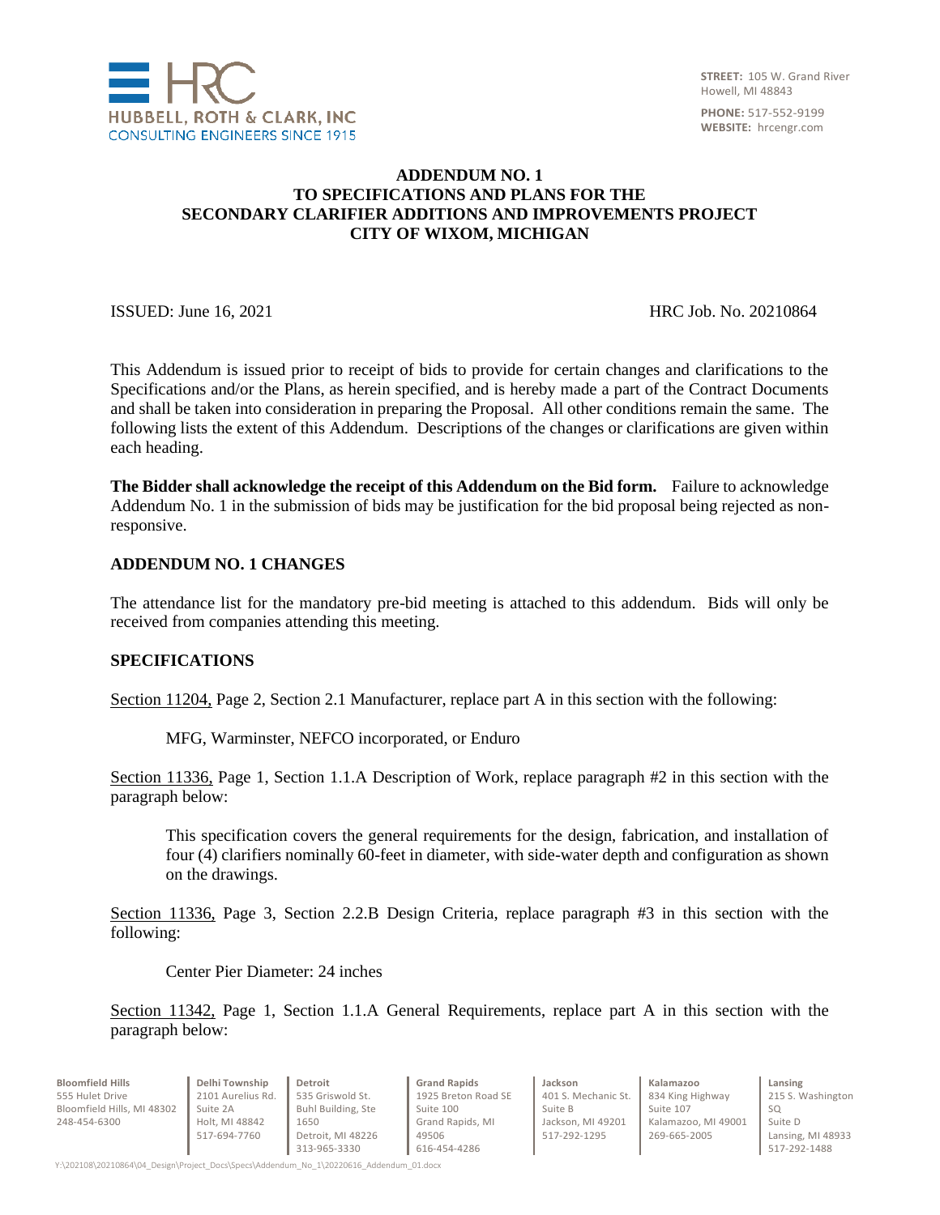# ADDENDUM NO. 1
## TO SPECIFICATIONS AND PLANS FOR THE SECONDARY CLARIFIER ADDITIONS AND IMPROVEMENTS PROJECT
## CITY OF WIXOM, MICHIGAN

ISSUED: June 16, 2021 HRC Job. No. 20210864

This Addendum is issued prior to receipt of bids to provide for certain changes and clarifications to the Specifications and/or the Plans, as herein specified, and is hereby made a part of the Contract Documents and shall be taken into consideration in preparing the Proposal. All other conditions remain the same. The following lists the extent of this Addendum. Descriptions of the changes or clarifications are given within each heading.

**The Bidder shall acknowledge the receipt of this Addendum on the Bid form.** Failure to acknowledge Addendum No. 1 in the submission of bids may be justification for the bid proposal being rejected as non-responsive.

### ADDENDUM NO. 1 CHANGES

The attendance list for the mandatory pre-bid meeting is attached to this addendum. Bids will only be received from companies attending this meeting.

### SPECIFICATIONS

Section 11204, Page 2, Section 2.1 Manufacturer, replace part A in this section with the following:

> MFG, Warminster, NEFCO incorporated, or Enduro

Section 11336, Page 1, Section 1.1.A Description of Work, replace paragraph #2 in this section with the paragraph below:

> This specification covers the general requirements for the design, fabrication, and installation of four (4) clarifiers nominally 60-feet in diameter, with side-water depth and configuration as shown on the drawings.

Section 11336, Page 3, Section 2.2.B Design Criteria, replace paragraph #3 in this section with the following:

> Center Pier Diameter: 24 inches

Section 11342, Page 1, Section 1.1.A General Requirements, replace part A in this section with the paragraph below: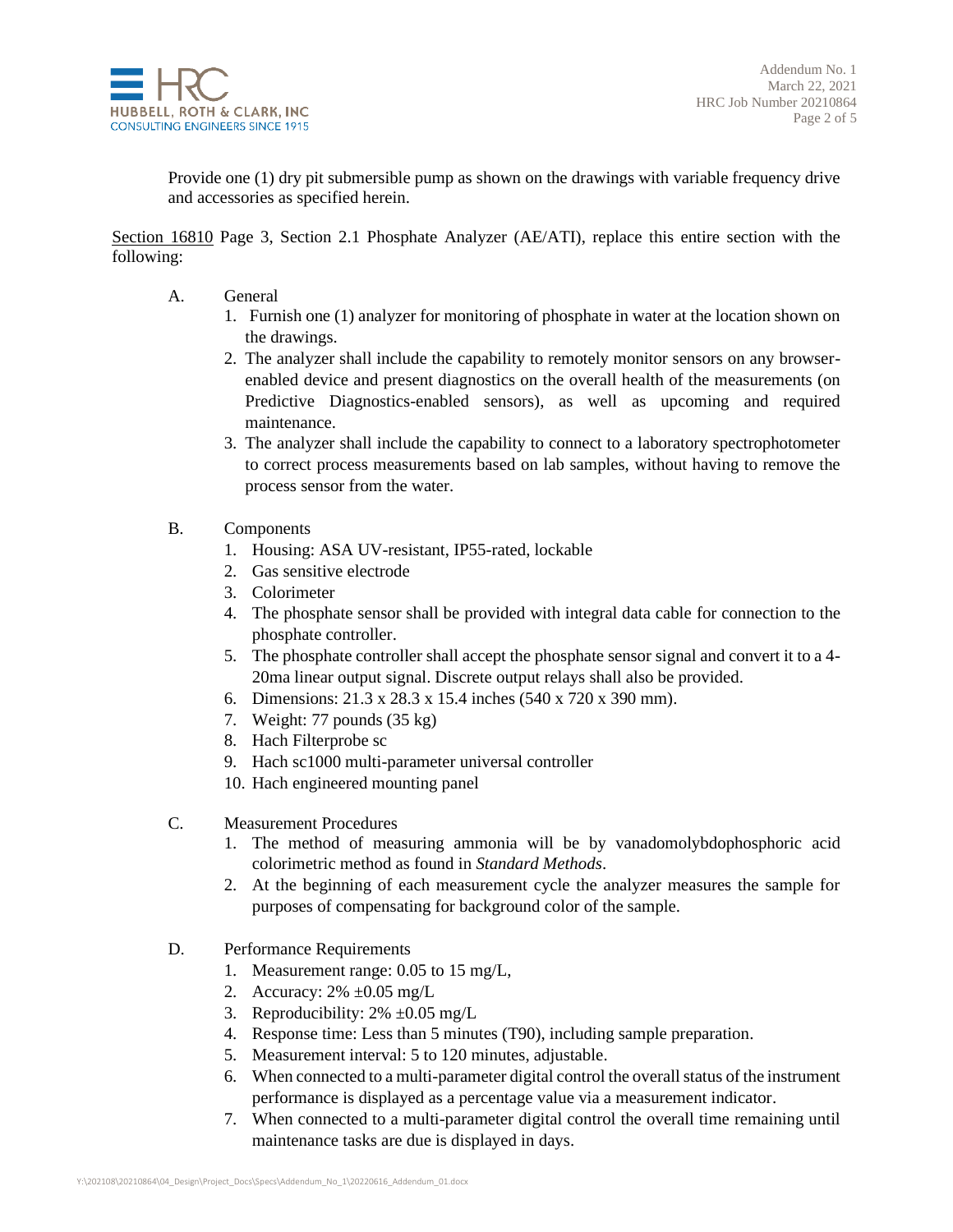Provide one (1) dry pit submersible pump as shown on the drawings with variable frequency drive and accessories as specified herein.

Section 16810 Page 3, Section 2.1 Phosphate Analyzer (AE/ATI), replace this entire section with the following:

A. General
   1. Furnish one (1) analyzer for monitoring of phosphate in water at the location shown on the drawings.
   2. The analyzer shall include the capability to remotely monitor sensors on any browser-enabled device and present diagnostics on the overall health of the measurements (on Predictive Diagnostics-enabled sensors), as well as upcoming and required maintenance.
   3. The analyzer shall include the capability to connect to a laboratory spectrophotometer to correct process measurements based on lab samples, without having to remove the process sensor from the water.

B. Components
   1. Housing: ASA UV-resistant, IP55-rated, lockable
   2. Gas sensitive electrode
   3. Colorimeter
   4. The phosphate sensor shall be provided with integral data cable for connection to the phosphate controller.
   5. The phosphate controller shall accept the phosphate sensor signal and convert it to a 4-20ma linear output signal. Discrete output relays shall also be provided.
   6. Dimensions: 21.3 x 28.3 x 15.4 inches (540 x 720 x 390 mm).
   7. Weight: 77 pounds (35 kg)
   8. Hach Filterprobe sc
   9. Hach sc1000 multi-parameter universal controller
   10. Hach engineered mounting panel

C. Measurement Procedures
   1. The method of measuring ammonia will be by vanadomolybdophosphoric acid colorimetric method as found in *Standard Methods*.
   2. At the beginning of each measurement cycle the analyzer measures the sample for purposes of compensating for background color of the sample.

D. Performance Requirements
   1. Measurement range: 0.05 to 15 mg/L,
   2. Accuracy: 2% ±0.05 mg/L
   3. Reproducibility: 2% ±0.05 mg/L
   4. Response time: Less than 5 minutes (T90), including sample preparation.
   5. Measurement interval: 5 to 120 minutes, adjustable.
   6. When connected to a multi-parameter digital control the overall status of the instrument performance is displayed as a percentage value via a measurement indicator.
   7. When connected to a multi-parameter digital control the overall time remaining until maintenance tasks are due is displayed in days.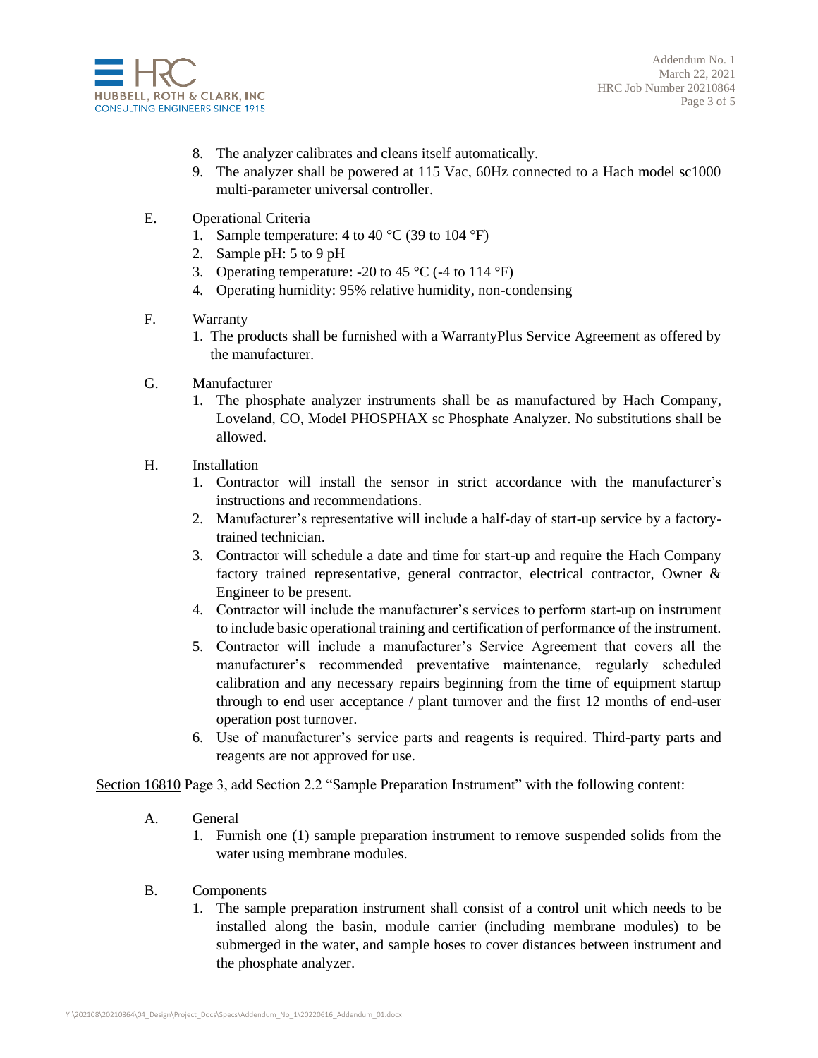8. The analyzer calibrates and cleans itself automatically.
9. The analyzer shall be powered at 115 Vac, 60Hz connected to a Hach model sc1000 multi-parameter universal controller.

E. Operational Criteria
1. Sample temperature: 4 to 40 °C (39 to 104 °F)
2. Sample pH: 5 to 9 pH
3. Operating temperature: -20 to 45 °C (-4 to 114 °F)
4. Operating humidity: 95% relative humidity, non-condensing

F. Warranty
1. The products shall be furnished with a WarrantyPlus Service Agreement as offered by the manufacturer.

G. Manufacturer
1. The phosphate analyzer instruments shall be as manufactured by Hach Company, Loveland, CO, Model PHOSPHAX sc Phosphate Analyzer. No substitutions shall be allowed.

H. Installation
1. Contractor will install the sensor in strict accordance with the manufacturer's instructions and recommendations.
2. Manufacturer's representative will include a half-day of start-up service by a factory-trained technician.
3. Contractor will schedule a date and time for start-up and require the Hach Company factory trained representative, general contractor, electrical contractor, Owner & Engineer to be present.
4. Contractor will include the manufacturer's services to perform start-up on instrument to include basic operational training and certification of performance of the instrument.
5. Contractor will include a manufacturer's Service Agreement that covers all the manufacturer's recommended preventative maintenance, regularly scheduled calibration and any necessary repairs beginning from the time of equipment startup through to end user acceptance / plant turnover and the first 12 months of end-user operation post turnover.
6. Use of manufacturer's service parts and reagents is required. Third-party parts and reagents are not approved for use.

Section 16810 Page 3, add Section 2.2 "Sample Preparation Instrument" with the following content:

A. General
1. Furnish one (1) sample preparation instrument to remove suspended solids from the water using membrane modules.

B. Components
1. The sample preparation instrument shall consist of a control unit which needs to be installed along the basin, module carrier (including membrane modules) to be submerged in the water, and sample hoses to cover distances between instrument and the phosphate analyzer.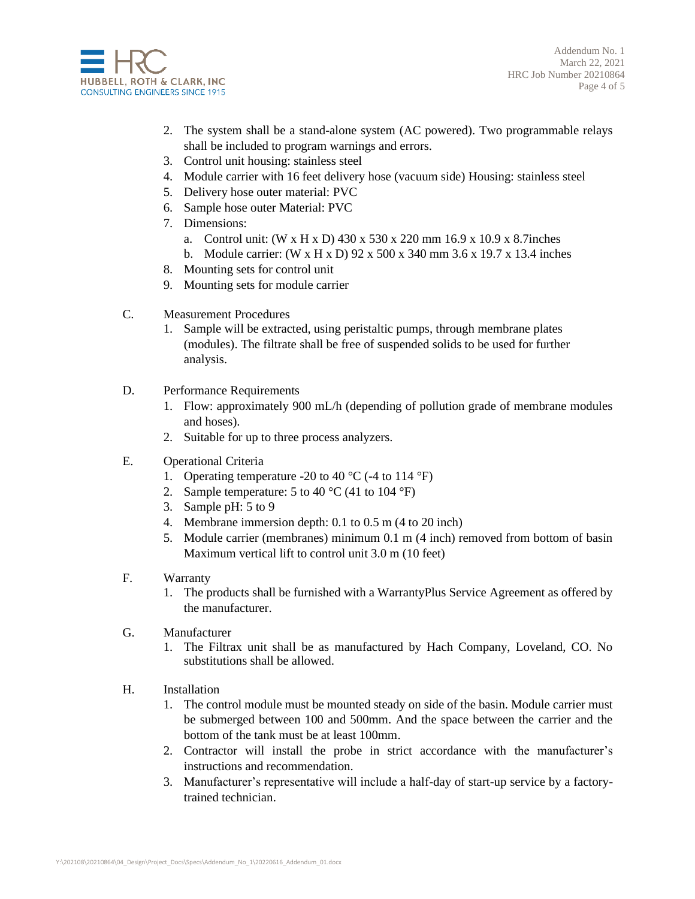2. The system shall be a stand-alone system (AC powered). Two programmable relays shall be included to program warnings and errors.
3. Control unit housing: stainless steel
4. Module carrier with 16 feet delivery hose (vacuum side) Housing: stainless steel
5. Delivery hose outer material: PVC
6. Sample hose outer Material: PVC
7. Dimensions:
   a. Control unit: (W x H x D) 430 x 530 x 220 mm 16.9 x 10.9 x 8.7inches
   b. Module carrier: (W x H x D) 92 x 500 x 340 mm 3.6 x 19.7 x 13.4 inches
8. Mounting sets for control unit
9. Mounting sets for module carrier

C. Measurement Procedures

1. Sample will be extracted, using peristaltic pumps, through membrane plates (modules). The filtrate shall be free of suspended solids to be used for further analysis.

D. Performance Requirements

1. Flow: approximately 900 mL/h (depending of pollution grade of membrane modules and hoses).
2. Suitable for up to three process analyzers.

E. Operational Criteria

1. Operating temperature -20 to 40 °C (-4 to 114 °F)
2. Sample temperature: 5 to 40 °C (41 to 104 °F)
3. Sample pH: 5 to 9
4. Membrane immersion depth: 0.1 to 0.5 m (4 to 20 inch)
5. Module carrier (membranes) minimum 0.1 m (4 inch) removed from bottom of basin Maximum vertical lift to control unit 3.0 m (10 feet)

F. Warranty

1. The products shall be furnished with a WarrantyPlus Service Agreement as offered by the manufacturer.

G. Manufacturer

1. The Filtrax unit shall be as manufactured by Hach Company, Loveland, CO. No substitutions shall be allowed.

H. Installation

1. The control module must be mounted steady on side of the basin. Module carrier must be submerged between 100 and 500mm. And the space between the carrier and the bottom of the tank must be at least 100mm.
2. Contractor will install the probe in strict accordance with the manufacturer's instructions and recommendation.
3. Manufacturer's representative will include a half-day of start-up service by a factory-trained technician.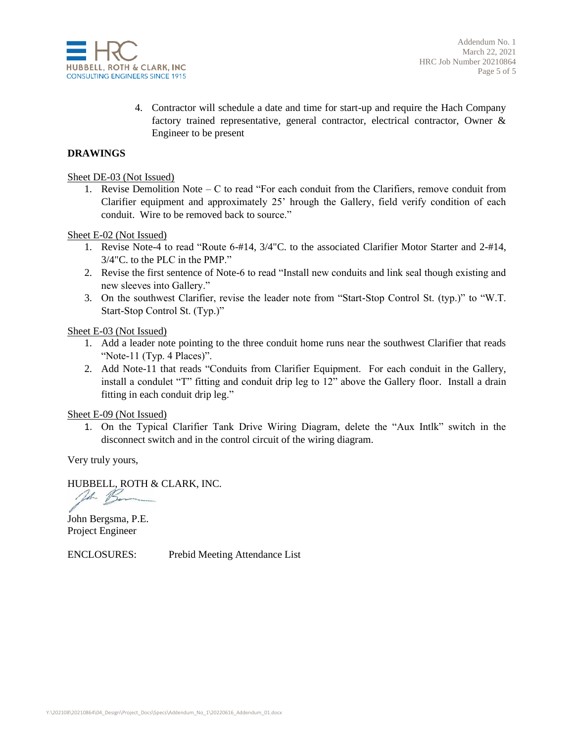4. Contractor will schedule a date and time for start-up and require the Hach Company factory trained representative, general contractor, electrical contractor, Owner & Engineer to be present

**DRAWINGS**

Sheet DE-03 (Not Issued)

1. Revise Demolition Note – C to read "For each conduit from the Clarifiers, remove conduit from Clarifier equipment and approximately 25' hrough the Gallery, field verify condition of each conduit. Wire to be removed back to source."

Sheet E-02 (Not Issued)

1. Revise Note-4 to read "Route 6-#14, 3/4"C. to the associated Clarifier Motor Starter and 2-#14, 3/4"C. to the PLC in the PMP."
2. Revise the first sentence of Note-6 to read "Install new conduits and link seal though existing and new sleeves into Gallery."
3. On the southwest Clarifier, revise the leader note from "Start-Stop Control St. (typ.)" to "W.T. Start-Stop Control St. (Typ.)"

Sheet E-03 (Not Issued)

1. Add a leader note pointing to the three conduit home runs near the southwest Clarifier that reads "Note-11 (Typ. 4 Places)".
2. Add Note-11 that reads "Conduits from Clarifier Equipment. For each conduit in the Gallery, install a condulet "T" fitting and conduit drip leg to 12" above the Gallery floor. Install a drain fitting in each conduit drip leg."

Sheet E-09 (Not Issued)

1. On the Typical Clarifier Tank Drive Wiring Diagram, delete the "Aux Intlk" switch in the disconnect switch and in the control circuit of the wiring diagram.

Very truly yours,

HUBBELL, ROTH & CLARK, INC.

John Bergsma, P.E.
Project Engineer

ENCLOSURES: Prebid Meeting Attendance List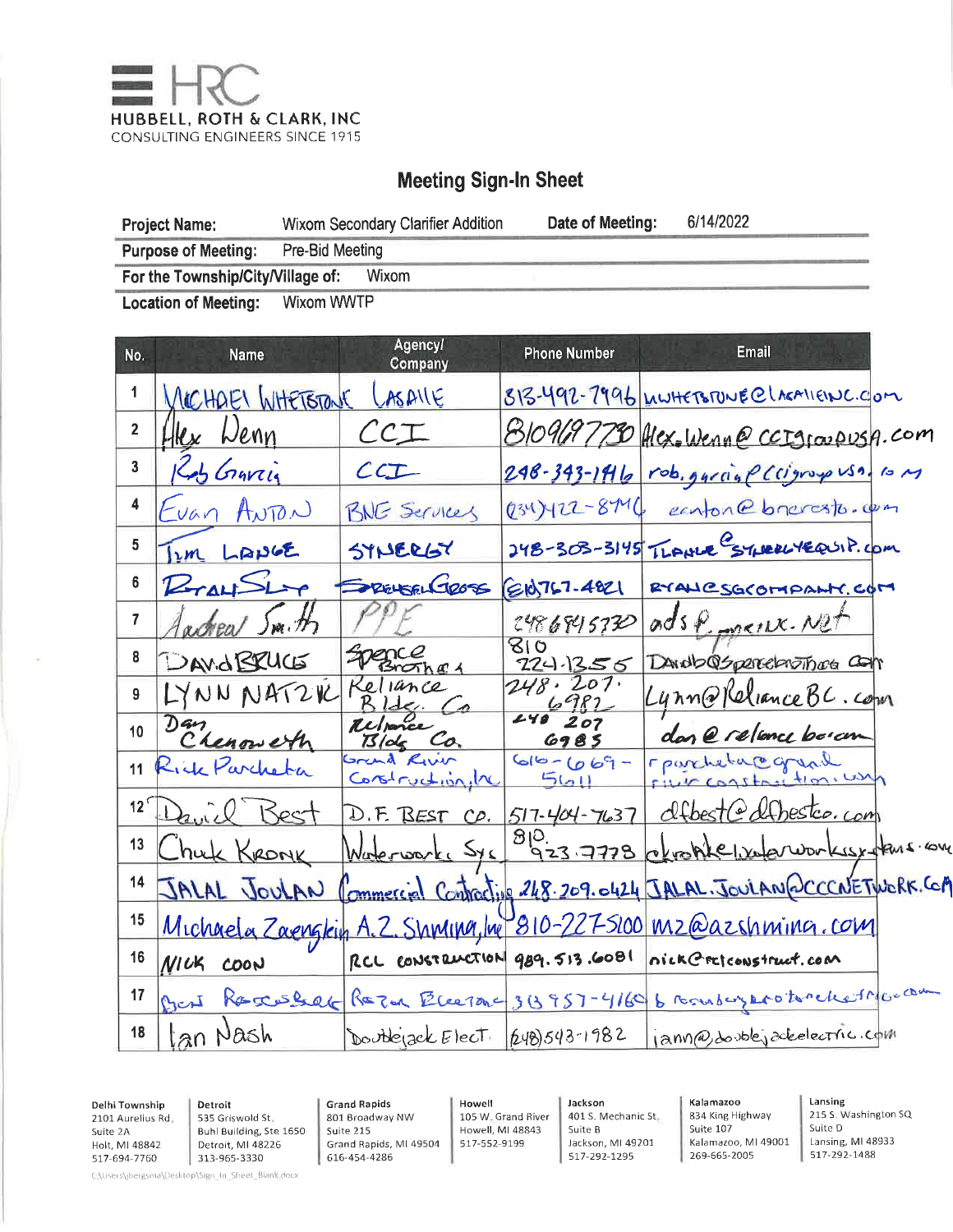**HRC**

**HUBBELL, ROTH & CLARK, INC**
CONSULTING ENGINEERS SINCE 1915

# Meeting Sign-In Sheet

| **Project Name:** | Wixom Secondary Clarifier Addition | **Date of Meeting:** | 6/14/2022 |
|---|---|---|---|
| **Purpose of Meeting:** | Pre-Bid Meeting | | |
| **For the Township/City/Village of:** | Wixom | | |
| **Location of Meeting:** | Wixom WWTP | | |

| No. | Name | Agency/ Company | Phone Number | Email |
|---|---|---|---|---|
| 1 | Michael Whetstone | LaSalle | 313-492-7996 | mwhetstone@lasalleinc.com |
| 2 | Alex Wenn | CCI | 8109697730 | Alex.Wenn@CCIgroupUSA.com |
| 3 | Rob Garcia | CCI | 248-343-1916 | rob.garcia@CCigroupUSA.com |
| 4 | Evan Anton | BNE Services | (734)422-8746 | eanton@bneresto.com |
| 5 | Tim Lange | Synergy | 248-308-3145 | TLange@synergyequip.com |
| 6 | Ryan Slop | Spiegel Gross | (810)767-4821 | ryan@sgcompany.com |
| 7 | Andrea Smith | PPE | 2486845730 | ads@...crux.net |
| 8 | David Bruce | Spence Brothers | 810 224-1355 | Davidb@spencebrothers.com |
| 9 | Lynn Natzke | Reliance Bldg. Co | 248.207.6982 | Lynn@RelianceBC.com |
| 10 | Dan Chenoweth | Reliance Bldg Co. | 248 207 6985 | dan@reliancebc.com |
| 11 | Rick Parcheta | Grand River Construction, Inc | 616-669-5611 | rparcheta@grandriverconstruction.com |
| 12 | David Best | D.F. Best Co. | 517-404-7637 | dfbest@dfbestco.com |
| 13 | Chuck Kronk | Waterworks Sys | 810 923.7778 | ckronk@waterworkssystems.com |
| 14 | Jalal Joulan | Commercial Contracting | 248.209.0424 | JALAL.JOULAN@CCCNETWORK.COM |
| 15 | Michaela Zaengkin | A.Z. Shmina, Inc | 810-227-5100 | mz@azshmina.com |
| 16 | Nick Coon | RCL Construction | 989.513.6081 | nick@rclconstruct.com |
| 17 | Ben Rosenberg | Rotor Electric | 313 957-4160 | brosenberg@rotorelectric.com |
| 18 | Ian Nash | Doublejack Elect. | (248)543-1982 | iann@doublejackelectric.com |

| Delhi Township | Detroit | Grand Rapids | Howell | Jackson | Kalamazoo | Lansing |
|---|---|---|---|---|---|---|
| 2101 Aurelius Rd, Suite 2A | 535 Griswold St, Buhl Building, Ste 1650 | 801 Broadway NW Suite 215 | 105 W. Grand River | 401 S. Mechanic St, Suite B | 834 King Highway Suite 107 | 215 S. Washington SQ Suite D |
| Holt, MI 48842 | Detroit, MI 48226 | Grand Rapids, MI 49504 | Howell, MI 48843 | Jackson, MI 49201 | Kalamazoo, MI 49001 | Lansing, MI 48933 |
| 517-694-7760 | 313-965-3330 | 616-454-4286 | 517-552-9199 | 517-292-1295 | 269-665-2005 | 517-292-1488 |

C:\Users\jbergsma\Desktop\Sign_In_Sheet_Blank.docx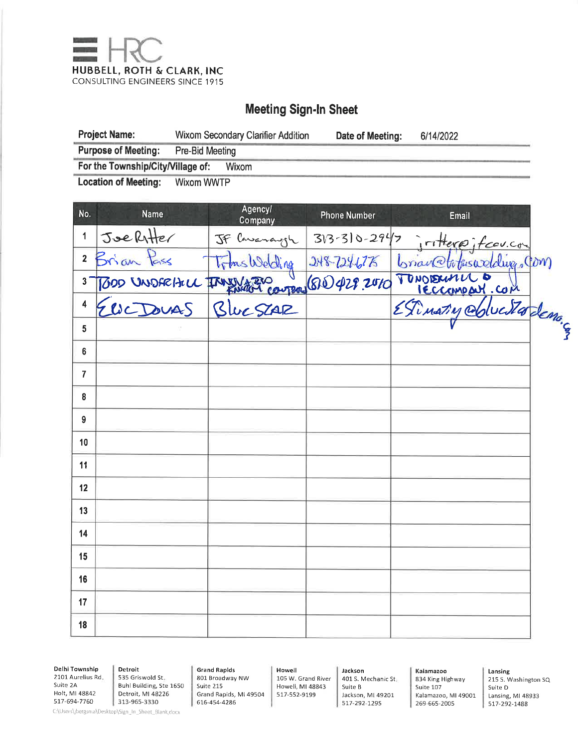HRC

HUBBELL, ROTH & CLARK, INC
CONSULTING ENGINEERS SINCE 1915

# Meeting Sign-In Sheet

**Project Name:** Wixom Secondary Clarifier Addition **Date of Meeting:** 6/14/2022

**Purpose of Meeting:** Pre-Bid Meeting

**For the Township/City/Village of:** Wixom

**Location of Meeting:** Wixom WWTP

| No. | Name | Agency/ Company | Phone Number | Email |
|---|---|---|---|---|
| 1 | Joe Ritter | JF Cavanaugh | 313-310-2947 | jritter@jfcav.com |
| 2 | Brian Ross | Titus Welding | 248-724-6775 | brian@titusWelding.com |
| 3 | TODD UNDERHILL | INNOVATIVE ENERGY CONTROL | (810) 429.2010 | TUNDERHILL@IECCOMPANY.COM |
| 4 | ERIC DOUVAS | Blue STAR | | Estimating@bluestardemo.com |
| 5 | | | | |
| 6 | | | | |
| 7 | | | | |
| 8 | | | | |
| 9 | | | | |
| 10 | | | | |
| 11 | | | | |
| 12 | | | | |
| 13 | | | | |
| 14 | | | | |
| 15 | | | | |
| 16 | | | | |
| 17 | | | | |
| 18 | | | | |

**Delhi Township**
2101 Aurelius Rd.
Suite 2A
Holt, MI 48842
517-694-7760

**Detroit**
535 Griswold St.
Buhl Building, Ste 1650
Detroit, MI 48226
313-965-3330

**Grand Rapids**
801 Broadway NW
Suite 215
Grand Rapids, MI 49504
616-454-4286

**Howell**
105 W. Grand River
Howell, MI 48843
517-552-9199

**Jackson**
401 S. Mechanic St.
Suite B
Jackson, MI 49201
517-292-1295

**Kalamazoo**
834 King Highway
Suite 107
Kalamazoo, MI 49001
269-665-2005

**Lansing**
215 S. Washington SQ
Suite D
Lansing, MI 48933
517-292-1488

C:\Users\jbergsma\Desktop\Sign_In_Sheet_Blank.docx